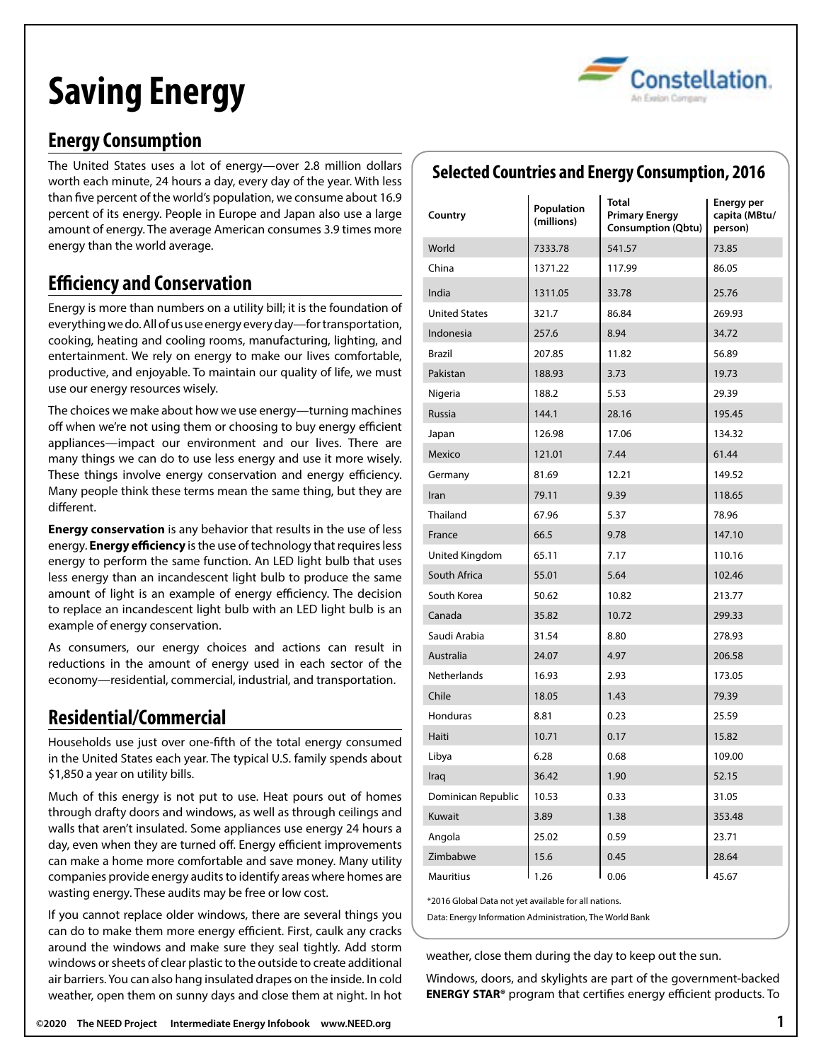# Saving Energy

## Energy Consumption

The United States uses a lot of energy—over 2.8 million dollars worth each minute, 24 hours a day, every day of the year. With less than five percent of the world's population, we consume about 16.9 percent of its energy. People in Europe and Japan also use a large amount of energy. The average American consumes 3.9 times more energy than the world average.

## Efficiency and Conservation

Energy is more than numbers on a utility bill; it is the foundation of everything we do. All of us use energy every day—for transportation, cooking, heating and cooling rooms, manufacturing, lighting, and entertainment. We rely on energy to make our lives comfortable, productive, and enjoyable. To maintain our quality of life, we must use our energy resources wisely.

The choices we make about how we use energy—turning machines off when we're not using them or choosing to buy energy efficient appliances—impact our environment and our lives. There are many things we can do to use less energy and use it more wisely. These things involve energy conservation and energy efficiency. Many people think these terms mean the same thing, but they are different.

**Energy conservation** is any behavior that results in the use of less energy. **Energy efficiency** is the use of technology that requires less energy to perform the same function. An LED light bulb that uses less energy than an incandescent light bulb to produce the same amount of light is an example of energy efficiency. The decision to replace an incandescent light bulb with an LED light bulb is an example of energy conservation.

As consumers, our energy choices and actions can result in reductions in the amount of energy used in each sector of the economy—residential, commercial, industrial, and transportation.

### Selected Countries and Energy Consumption, 2016

| Country | Population (millions) | Total Primary Energy Consumption (Qbtu) | Energy per capita (MBtu/person) |
|---|---|---|---|
| World | 7333.78 | 541.57 | 73.85 |
| China | 1371.22 | 117.99 | 86.05 |
| India | 1311.05 | 33.78 | 25.76 |
| United States | 321.7 | 86.84 | 269.93 |
| Indonesia | 257.6 | 8.94 | 34.72 |
| Brazil | 207.85 | 11.82 | 56.89 |
| Pakistan | 188.93 | 3.73 | 19.73 |
| Nigeria | 188.2 | 5.53 | 29.39 |
| Russia | 144.1 | 28.16 | 195.45 |
| Japan | 126.98 | 17.06 | 134.32 |
| Mexico | 121.01 | 7.44 | 61.44 |
| Germany | 81.69 | 12.21 | 149.52 |
| Iran | 79.11 | 9.39 | 118.65 |
| Thailand | 67.96 | 5.37 | 78.96 |
| France | 66.5 | 9.78 | 147.10 |
| United Kingdom | 65.11 | 7.17 | 110.16 |
| South Africa | 55.01 | 5.64 | 102.46 |
| South Korea | 50.62 | 10.82 | 213.77 |
| Canada | 35.82 | 10.72 | 299.33 |
| Saudi Arabia | 31.54 | 8.80 | 278.93 |
| Australia | 24.07 | 4.97 | 206.58 |
| Netherlands | 16.93 | 2.93 | 173.05 |
| Chile | 18.05 | 1.43 | 79.39 |
| Honduras | 8.81 | 0.23 | 25.59 |
| Haiti | 10.71 | 0.17 | 15.82 |
| Libya | 6.28 | 0.68 | 109.00 |
| Iraq | 36.42 | 1.90 | 52.15 |
| Dominican Republic | 10.53 | 0.33 | 31.05 |
| Kuwait | 3.89 | 1.38 | 353.48 |
| Angola | 25.02 | 0.59 | 23.71 |
| Zimbabwe | 15.6 | 0.45 | 28.64 |
| Mauritius | 1.26 | 0.06 | 45.67 |

*2016 Global Data not yet available for all nations.

Data: Energy Information Administration, The World Bank

## Residential/Commercial

Households use just over one-fifth of the total energy consumed in the United States each year. The typical U.S. family spends about $1,850 a year on utility bills.

Much of this energy is not put to use. Heat pours out of homes through drafty doors and windows, as well as through ceilings and walls that aren't insulated. Some appliances use energy 24 hours a day, even when they are turned off. Energy efficient improvements can make a home more comfortable and save money. Many utility companies provide energy audits to identify areas where homes are wasting energy. These audits may be free or low cost.

If you cannot replace older windows, there are several things you can do to make them more energy efficient. First, caulk any cracks around the windows and make sure they seal tightly. Add storm windows or sheets of clear plastic to the outside to create additional air barriers. You can also hang insulated drapes on the inside. In cold weather, open them on sunny days and close them at night. In hot weather, close them during the day to keep out the sun.

Windows, doors, and skylights are part of the government-backed **ENERGY STAR®** program that certifies energy efficient products. To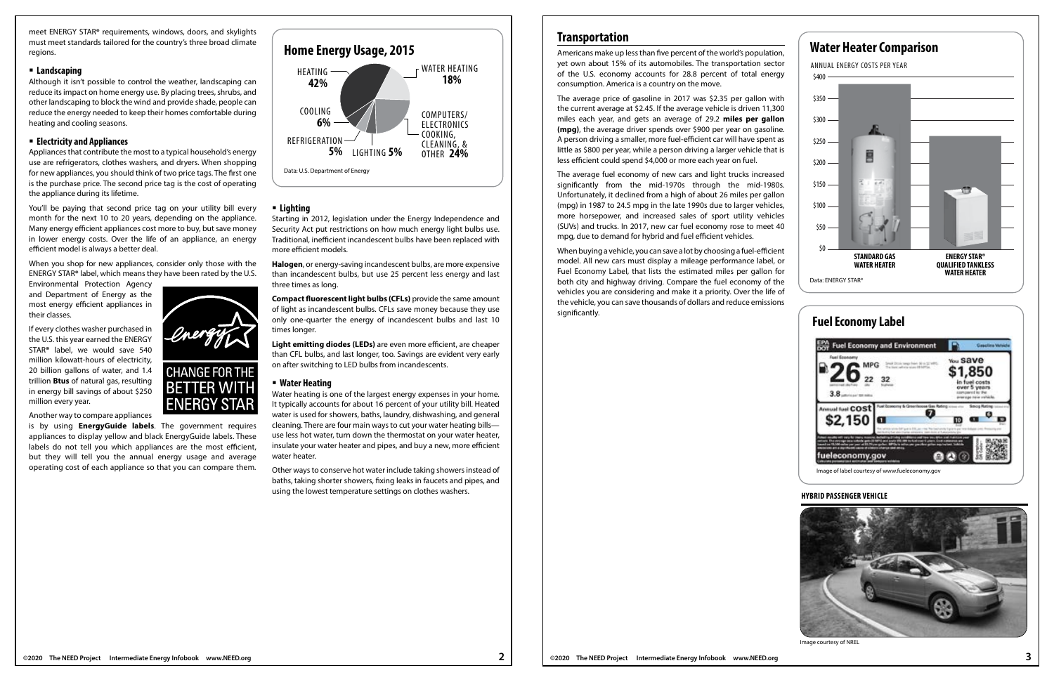meet ENERGY STAR® requirements, windows, doors, and skylights must meet standards tailored for the country's three broad climate regions.

### Landscaping

Although it isn't possible to control the weather, landscaping can reduce its impact on home energy use. By placing trees, shrubs, and other landscaping to block the wind and provide shade, people can reduce the energy needed to keep their homes comfortable during heating and cooling seasons.

### Electricity and Appliances

Appliances that contribute the most to a typical household's energy use are refrigerators, clothes washers, and dryers. When shopping for new appliances, you should think of two price tags. The first one is the purchase price. The second price tag is the cost of operating the appliance during its lifetime.

You'll be paying that second price tag on your utility bill every month for the next 10 to 20 years, depending on the appliance. Many energy efficient appliances cost more to buy, but save money in lower energy costs. Over the life of an appliance, an energy efficient model is always a better deal.

When you shop for new appliances, consider only those with the ENERGY STAR® label, which means they have been rated by the U.S. Environmental Protection Agency and Department of Energy as the most energy efficient appliances in their classes.

If every clothes washer purchased in the U.S. this year earned the ENERGY STAR® label, we would save 540 million kilowatt-hours of electricity, 20 billion gallons of water, and 1.4 trillion **Btus** of natural gas, resulting in energy bill savings of about $250 million every year.

Another way to compare appliances is by using **EnergyGuide labels**. The government requires appliances to display yellow and black EnergyGuide labels. These labels do not tell you which appliances are the most efficient, but they will tell you the annual energy usage and average operating cost of each appliance so that you can compare them.

CHANGE FOR THE BETTER WITH ENERGY STAR

## Home Energy Usage, 2015

| Category | Share |
|---|---|
| Heating | 42% |
| Water Heating | 18% |
| Computers/Electronics Cooking, Cleaning, & Other | 24% |
| Cooling | 6% |
| Refrigeration | 5% |
| Lighting | 5% |

Data: U.S. Department of Energy

### Lighting

Starting in 2012, legislation under the Energy Independence and Security Act put restrictions on how much energy light bulbs use. Traditional, inefficient incandescent bulbs have been replaced with more efficient models.

**Halogen**, or energy-saving incandescent bulbs, are more expensive than incandescent bulbs, but use 25 percent less energy and last three times as long.

**Compact fluorescent light bulbs (CFLs)** provide the same amount of light as incandescent bulbs. CFLs save money because they use only one-quarter the energy of incandescent bulbs and last 10 times longer.

**Light emitting diodes (LEDs)** are even more efficient, are cheaper than CFL bulbs, and last longer, too. Savings are evident very early on after switching to LED bulbs from incandescents.

### Water Heating

Water heating is one of the largest energy expenses in your home. It typically accounts for about 16 percent of your utility bill. Heated water is used for showers, baths, laundry, dishwashing, and general cleaning. There are four main ways to cut your water heating bills—use less hot water, turn down the thermostat on your water heater, insulate your water heater and pipes, and buy a new, more efficient water heater.

Other ways to conserve hot water include taking showers instead of baths, taking shorter showers, fixing leaks in faucets and pipes, and using the lowest temperature settings on clothes washers.

## Transportation

Americans make up less than five percent of the world's population, yet own about 15% of its automobiles. The transportation sector of the U.S. economy accounts for 28.8 percent of total energy consumption. America is a country on the move.

The average price of gasoline in 2017 was $2.35 per gallon with the current average at $2.45. If the average vehicle is driven 11,300 miles each year, and gets an average of 29.2 **miles per gallon (mpg)**, the average driver spends over $900 per year on gasoline. A person driving a smaller, more fuel-efficient car will have spent as little as $800 per year, while a person driving a larger vehicle that is less efficient could spend $4,000 or more each year on fuel.

The average fuel economy of new cars and light trucks increased significantly from the mid-1970s through the mid-1980s. Unfortunately, it declined from a high of about 26 miles per gallon (mpg) in 1987 to 24.5 mpg in the late 1990s due to larger vehicles, more horsepower, and increased sales of sport utility vehicles (SUVs) and trucks. In 2017, new car fuel economy rose to meet 40 mpg, due to demand for hybrid and fuel efficient vehicles.

When buying a vehicle, you can save a lot by choosing a fuel-efficient model. All new cars must display a mileage performance label, or Fuel Economy Label, that lists the estimated miles per gallon for both city and highway driving. Compare the fuel economy of the vehicles you are considering and make it a priority. Over the life of the vehicle, you can save thousands of dollars and reduce emissions significantly.

## Water Heater Comparison

ANNUAL ENERGY COSTS PER YEAR

Standard Gas Water Heater vs. ENERGY STAR® Qualified Tankless Water Heater

Data: ENERGY STAR®

## Fuel Economy Label

Image of label courtesy of www.fueleconomy.gov

**HYBRID PASSENGER VEHICLE**

Image courtesy of NREL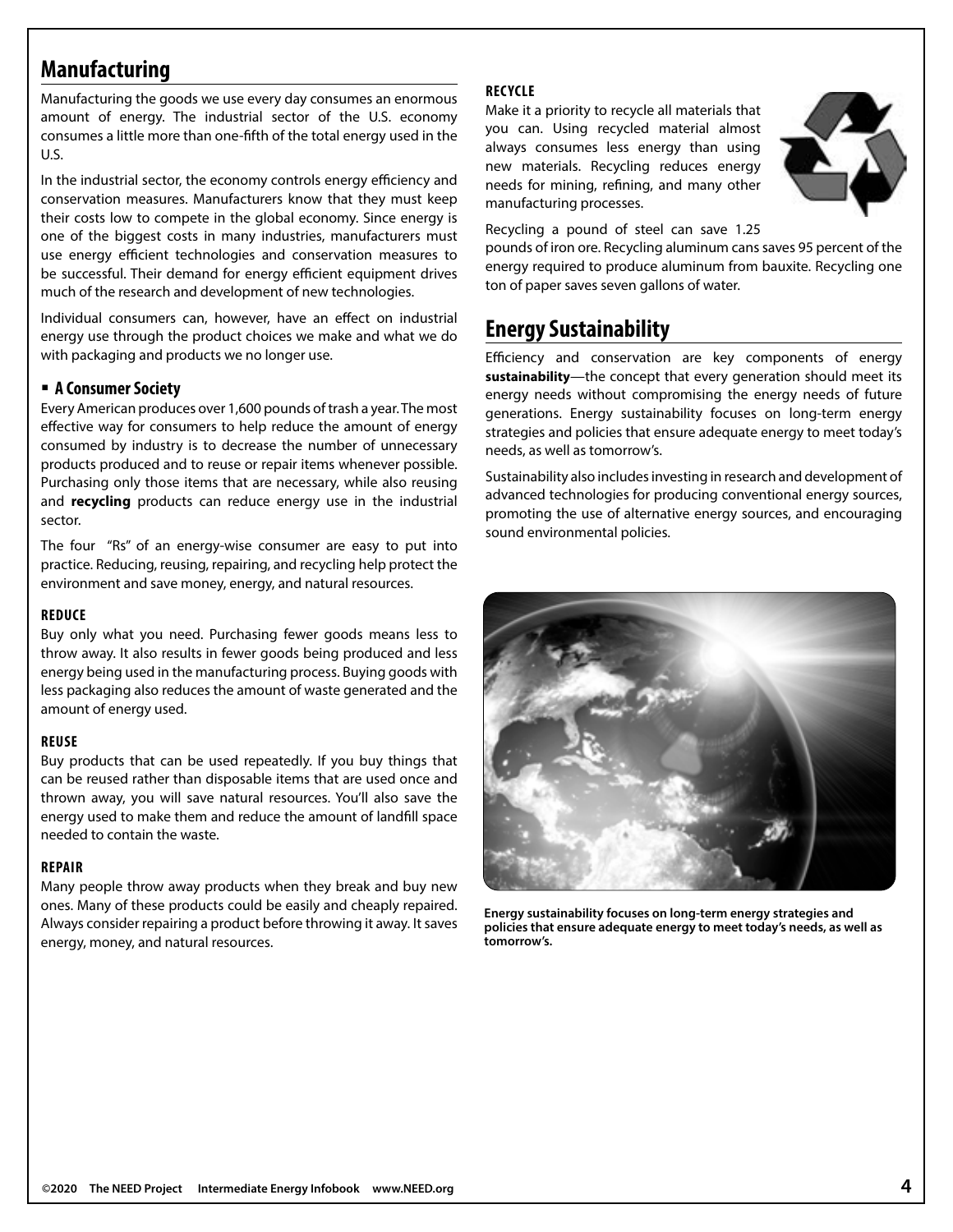## Manufacturing

Manufacturing the goods we use every day consumes an enormous amount of energy. The industrial sector of the U.S. economy consumes a little more than one-fifth of the total energy used in the U.S.

In the industrial sector, the economy controls energy efficiency and conservation measures. Manufacturers know that they must keep their costs low to compete in the global economy. Since energy is one of the biggest costs in many industries, manufacturers must use energy efficient technologies and conservation measures to be successful. Their demand for energy efficient equipment drives much of the research and development of new technologies.

Individual consumers can, however, have an effect on industrial energy use through the product choices we make and what we do with packaging and products we no longer use.

### A Consumer Society

Every American produces over 1,600 pounds of trash a year. The most effective way for consumers to help reduce the amount of energy consumed by industry is to decrease the number of unnecessary products produced and to reuse or repair items whenever possible. Purchasing only those items that are necessary, while also reusing and **recycling** products can reduce energy use in the industrial sector.

The four "Rs" of an energy-wise consumer are easy to put into practice. Reducing, reusing, repairing, and recycling help protect the environment and save money, energy, and natural resources.

#### REDUCE

Buy only what you need. Purchasing fewer goods means less to throw away. It also results in fewer goods being produced and less energy being used in the manufacturing process. Buying goods with less packaging also reduces the amount of waste generated and the amount of energy used.

#### REUSE

Buy products that can be used repeatedly. If you buy things that can be reused rather than disposable items that are used once and thrown away, you will save natural resources. You'll also save the energy used to make them and reduce the amount of landfill space needed to contain the waste.

#### REPAIR

Many people throw away products when they break and buy new ones. Many of these products could be easily and cheaply repaired. Always consider repairing a product before throwing it away. It saves energy, money, and natural resources.

#### RECYCLE

Make it a priority to recycle all materials that you can. Using recycled material almost always consumes less energy than using new materials. Recycling reduces energy needs for mining, refining, and many other manufacturing processes.

Recycling a pound of steel can save 1.25 pounds of iron ore. Recycling aluminum cans saves 95 percent of the energy required to produce aluminum from bauxite. Recycling one ton of paper saves seven gallons of water.

## Energy Sustainability

Efficiency and conservation are key components of energy **sustainability**—the concept that every generation should meet its energy needs without compromising the energy needs of future generations. Energy sustainability focuses on long-term energy strategies and policies that ensure adequate energy to meet today's needs, as well as tomorrow's.

Sustainability also includes investing in research and development of advanced technologies for producing conventional energy sources, promoting the use of alternative energy sources, and encouraging sound environmental policies.

**Energy sustainability focuses on long-term energy strategies and policies that ensure adequate energy to meet today's needs, as well as tomorrow's.**